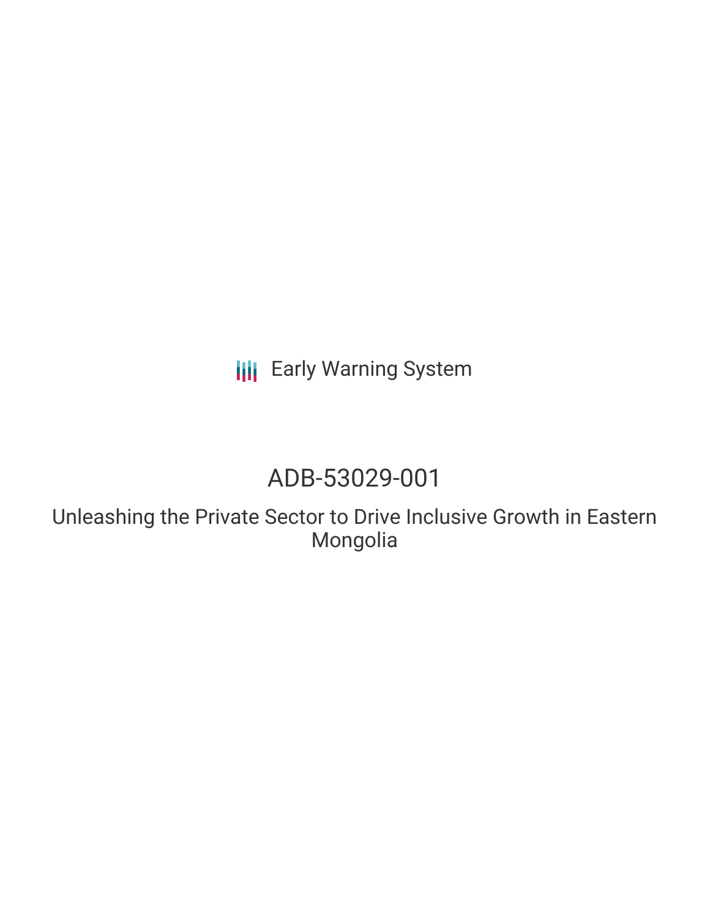Early Warning System

# ADB-53029-001

## Unleashing the Private Sector to Drive Inclusive Growth in Eastern Mongolia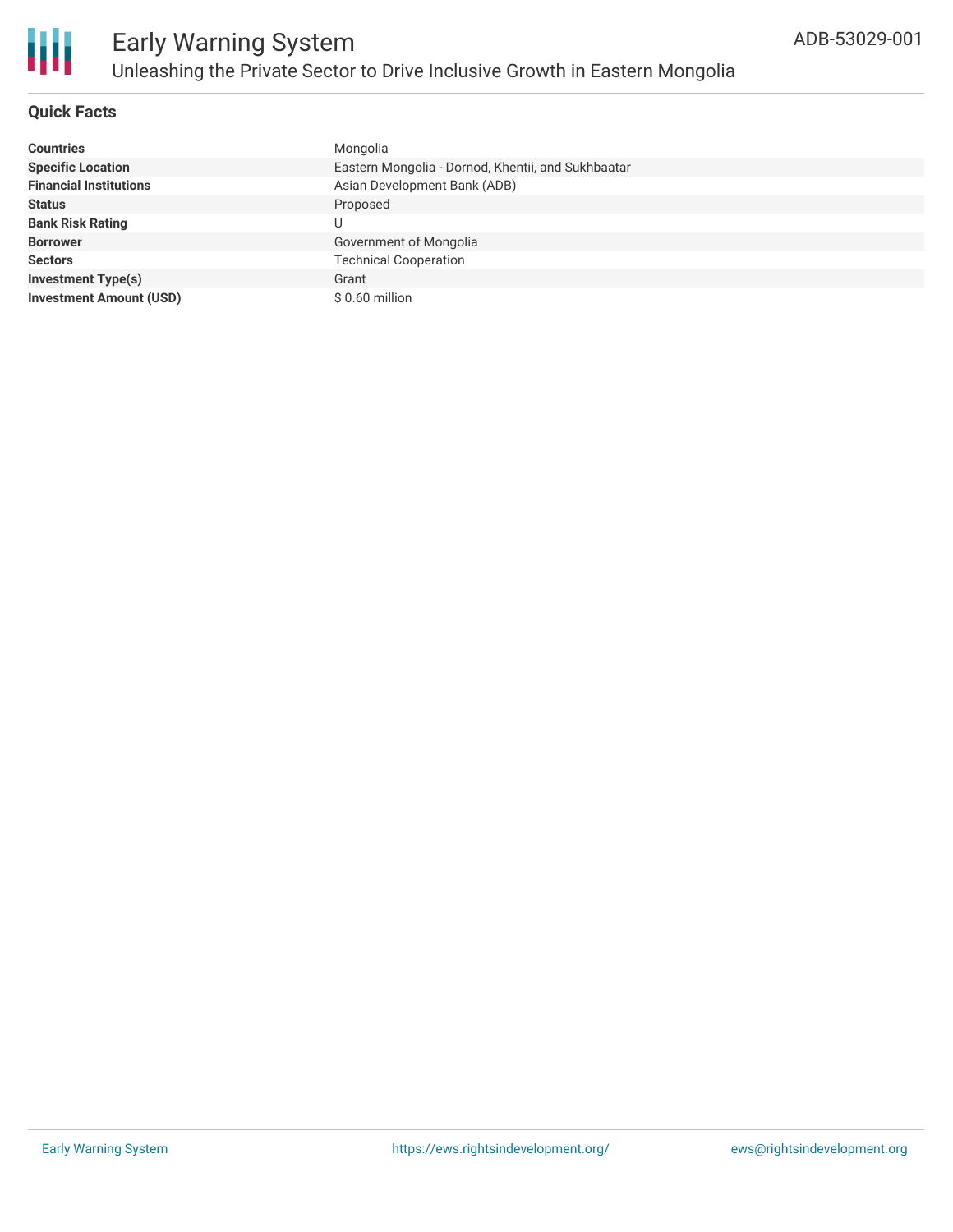## Quick Facts

| | |
|---|---|
| **Countries** | Mongolia |
| **Specific Location** | Eastern Mongolia - Dornod, Khentii, and Sukhbaatar |
| **Financial Institutions** | Asian Development Bank (ADB) |
| **Status** | Proposed |
| **Bank Risk Rating** | U |
| **Borrower** | Government of Mongolia |
| **Sectors** | Technical Cooperation |
| **Investment Type(s)** | Grant |
| **Investment Amount (USD)** | $ 0.60 million |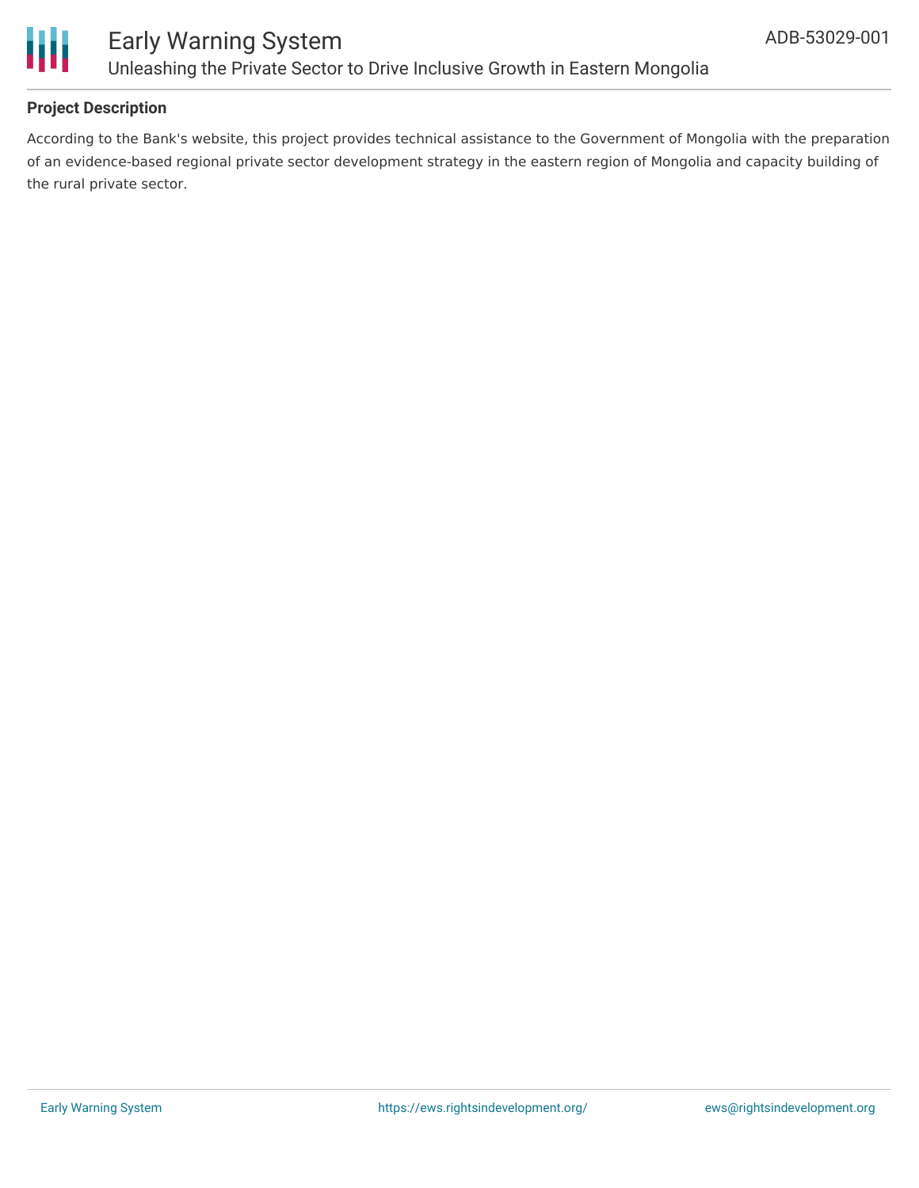## Project Description

According to the Bank's website, this project provides technical assistance to the Government of Mongolia with the preparation of an evidence-based regional private sector development strategy in the eastern region of Mongolia and capacity building of the rural private sector.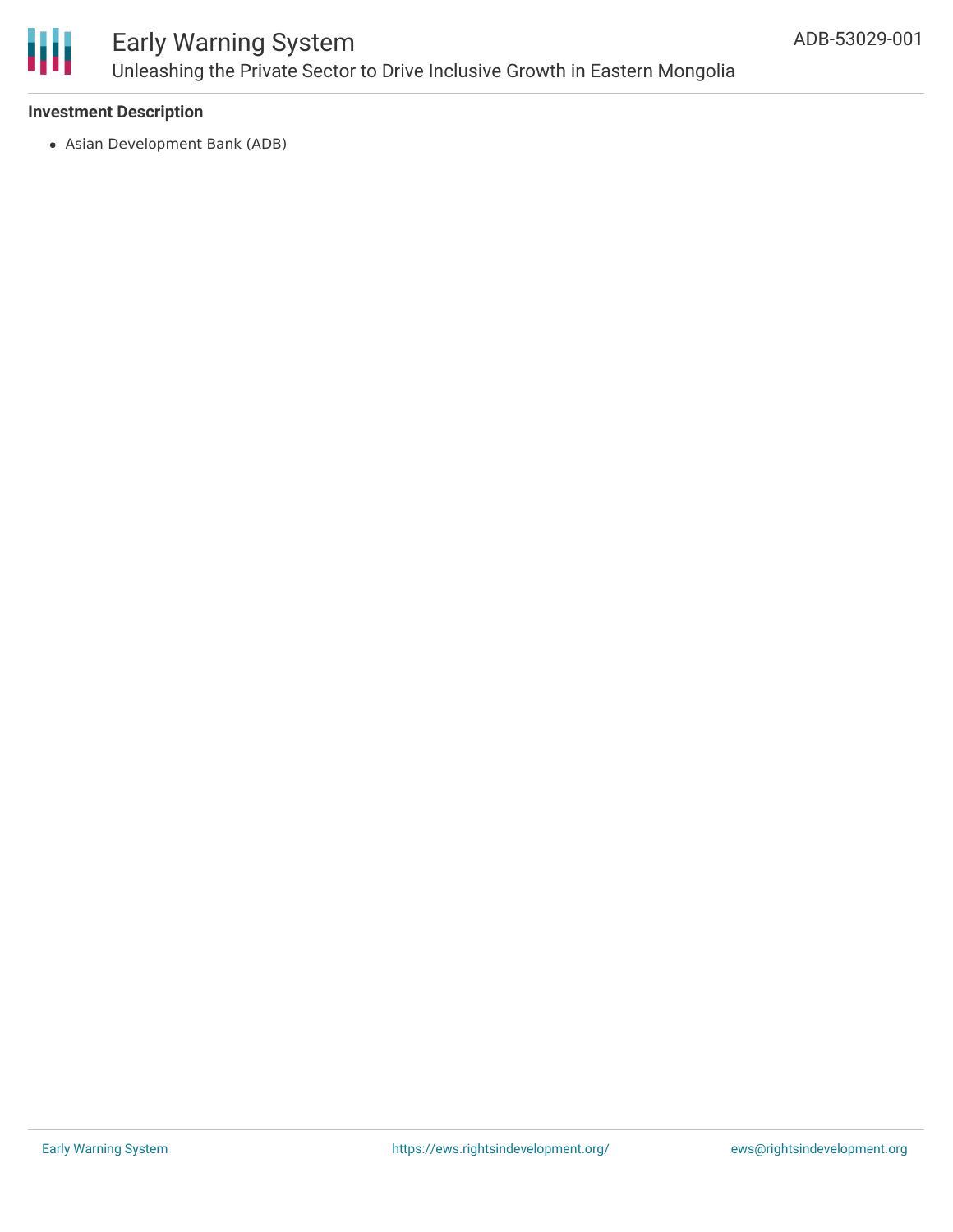### Investment Description

- Asian Development Bank (ADB)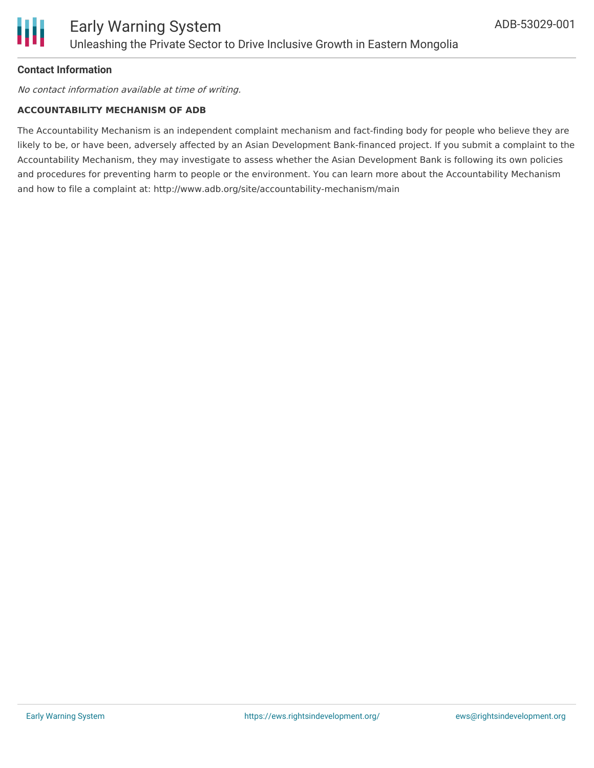## Contact Information

*No contact information available at time of writing.*

### ACCOUNTABILITY MECHANISM OF ADB

The Accountability Mechanism is an independent complaint mechanism and fact-finding body for people who believe they are likely to be, or have been, adversely affected by an Asian Development Bank-financed project. If you submit a complaint to the Accountability Mechanism, they may investigate to assess whether the Asian Development Bank is following its own policies and procedures for preventing harm to people or the environment. You can learn more about the Accountability Mechanism and how to file a complaint at: http://www.adb.org/site/accountability-mechanism/main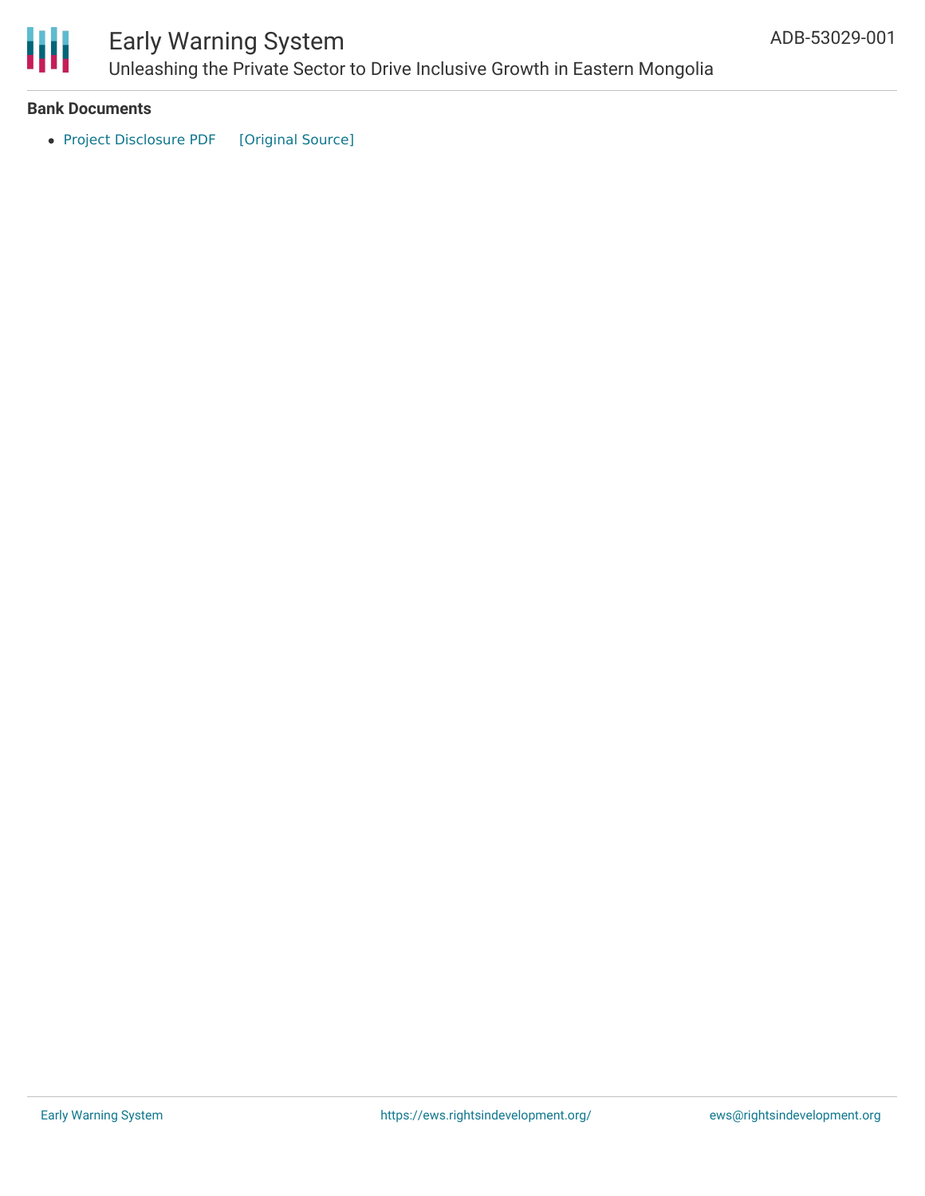**Bank Documents**

- Project Disclosure PDF [Original Source]